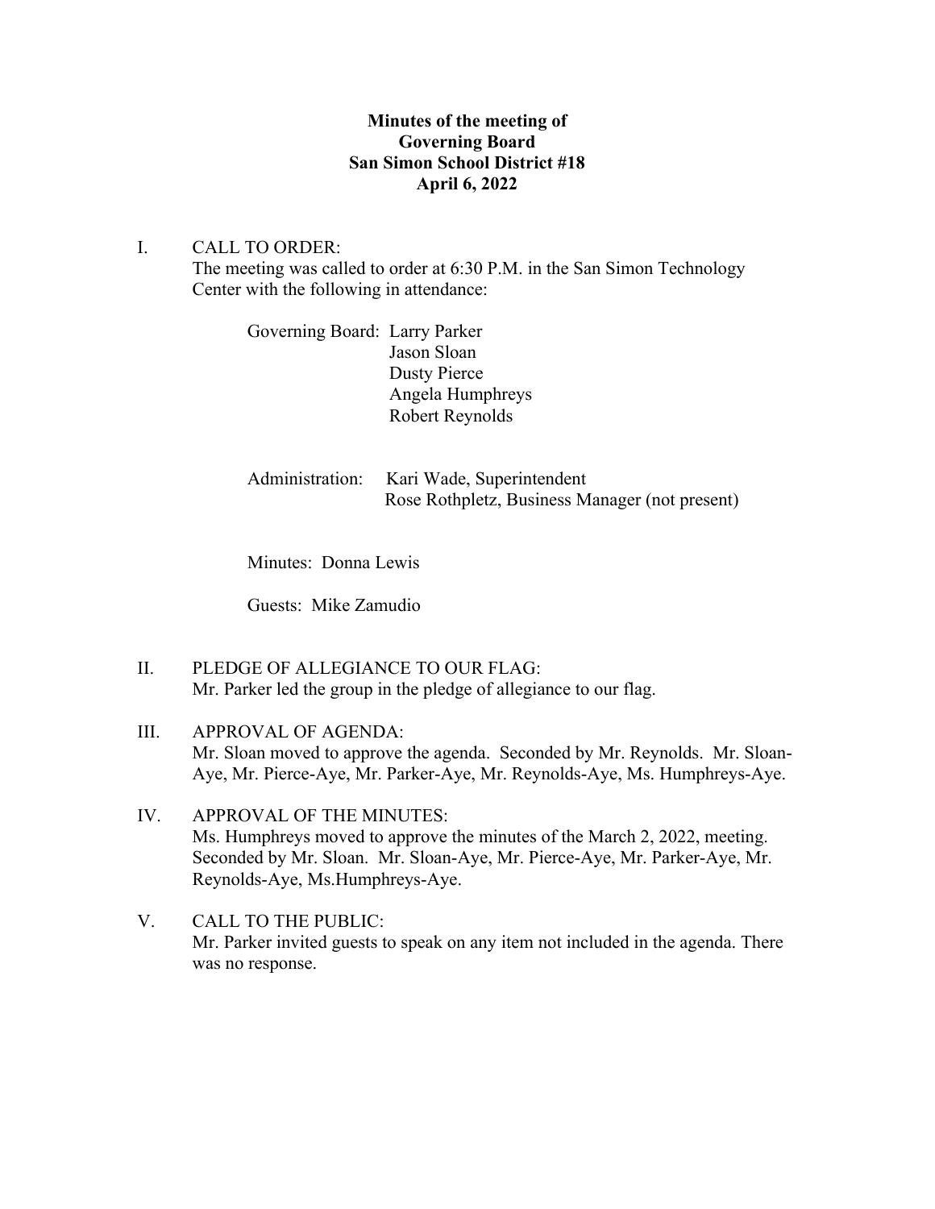**Minutes of the meeting of**
**Governing Board**
**San Simon School District #18**
**April 6, 2022**

I. CALL TO ORDER:
The meeting was called to order at 6:30 P.M. in the San Simon Technology Center with the following in attendance:

Governing Board: Larry Parker
Jason Sloan
Dusty Pierce
Angela Humphreys
Robert Reynolds

Administration: Kari Wade, Superintendent
Rose Rothpletz, Business Manager (not present)

Minutes: Donna Lewis

Guests: Mike Zamudio

II. PLEDGE OF ALLEGIANCE TO OUR FLAG:
Mr. Parker led the group in the pledge of allegiance to our flag.

III. APPROVAL OF AGENDA:
Mr. Sloan moved to approve the agenda. Seconded by Mr. Reynolds. Mr. Sloan-Aye, Mr. Pierce-Aye, Mr. Parker-Aye, Mr. Reynolds-Aye, Ms. Humphreys-Aye.

IV. APPROVAL OF THE MINUTES:
Ms. Humphreys moved to approve the minutes of the March 2, 2022, meeting. Seconded by Mr. Sloan. Mr. Sloan-Aye, Mr. Pierce-Aye, Mr. Parker-Aye, Mr. Reynolds-Aye, Ms.Humphreys-Aye.

V. CALL TO THE PUBLIC:
Mr. Parker invited guests to speak on any item not included in the agenda. There was no response.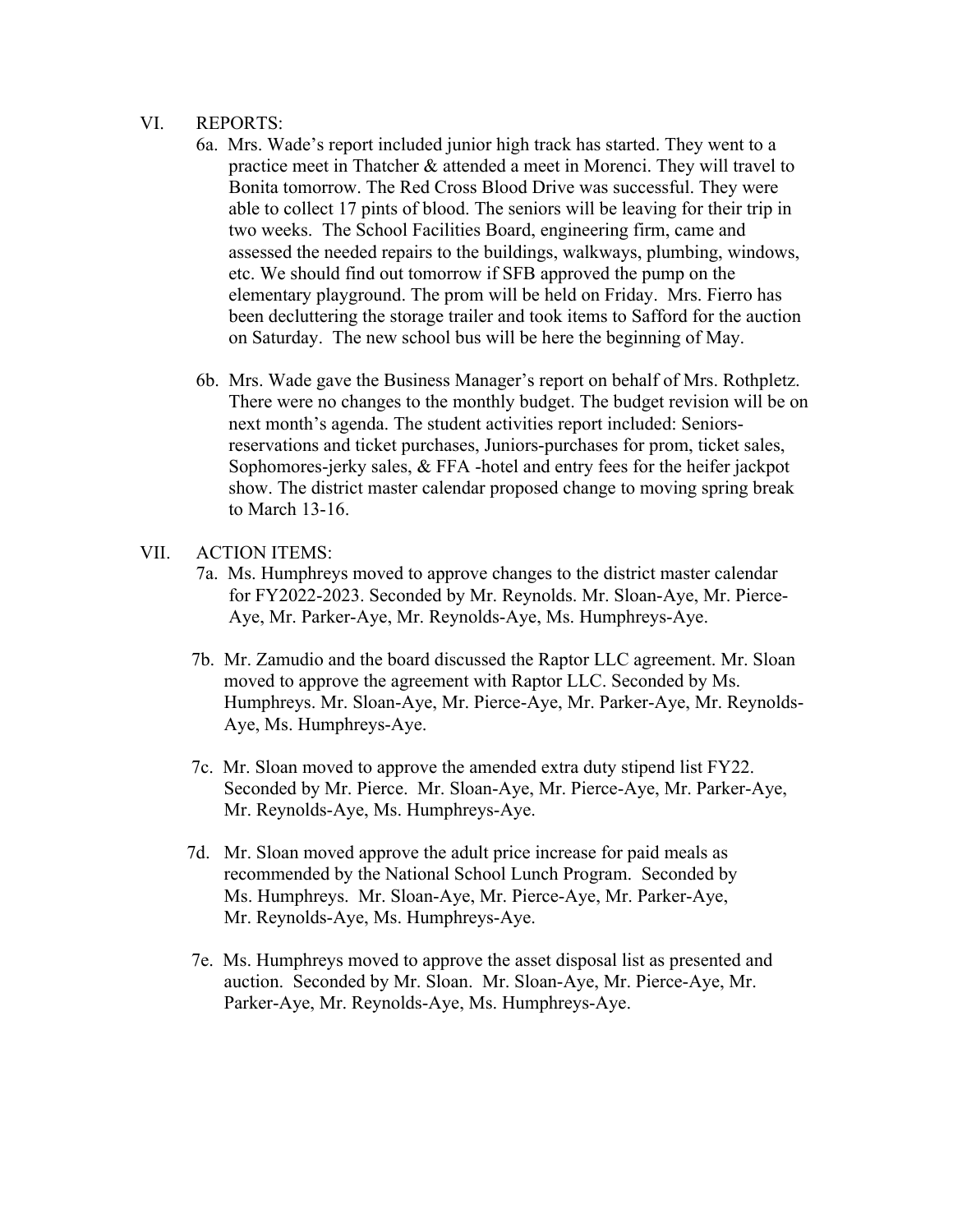## VI. REPORTS:

6a. Mrs. Wade's report included junior high track has started. They went to a practice meet in Thatcher & attended a meet in Morenci. They will travel to Bonita tomorrow. The Red Cross Blood Drive was successful. They were able to collect 17 pints of blood. The seniors will be leaving for their trip in two weeks. The School Facilities Board, engineering firm, came and assessed the needed repairs to the buildings, walkways, plumbing, windows, etc. We should find out tomorrow if SFB approved the pump on the elementary playground. The prom will be held on Friday. Mrs. Fierro has been decluttering the storage trailer and took items to Safford for the auction on Saturday. The new school bus will be here the beginning of May.

6b. Mrs. Wade gave the Business Manager's report on behalf of Mrs. Rothpletz. There were no changes to the monthly budget. The budget revision will be on next month's agenda. The student activities report included: Seniors-reservations and ticket purchases, Juniors-purchases for prom, ticket sales, Sophomores-jerky sales, & FFA -hotel and entry fees for the heifer jackpot show. The district master calendar proposed change to moving spring break to March 13-16.

## VII. ACTION ITEMS:

7a. Ms. Humphreys moved to approve changes to the district master calendar for FY2022-2023. Seconded by Mr. Reynolds. Mr. Sloan-Aye, Mr. Pierce-Aye, Mr. Parker-Aye, Mr. Reynolds-Aye, Ms. Humphreys-Aye.

7b. Mr. Zamudio and the board discussed the Raptor LLC agreement. Mr. Sloan moved to approve the agreement with Raptor LLC. Seconded by Ms. Humphreys. Mr. Sloan-Aye, Mr. Pierce-Aye, Mr. Parker-Aye, Mr. Reynolds-Aye, Ms. Humphreys-Aye.

7c. Mr. Sloan moved to approve the amended extra duty stipend list FY22. Seconded by Mr. Pierce. Mr. Sloan-Aye, Mr. Pierce-Aye, Mr. Parker-Aye, Mr. Reynolds-Aye, Ms. Humphreys-Aye.

7d. Mr. Sloan moved approve the adult price increase for paid meals as recommended by the National School Lunch Program. Seconded by Ms. Humphreys. Mr. Sloan-Aye, Mr. Pierce-Aye, Mr. Parker-Aye, Mr. Reynolds-Aye, Ms. Humphreys-Aye.

7e. Ms. Humphreys moved to approve the asset disposal list as presented and auction. Seconded by Mr. Sloan. Mr. Sloan-Aye, Mr. Pierce-Aye, Mr. Parker-Aye, Mr. Reynolds-Aye, Ms. Humphreys-Aye.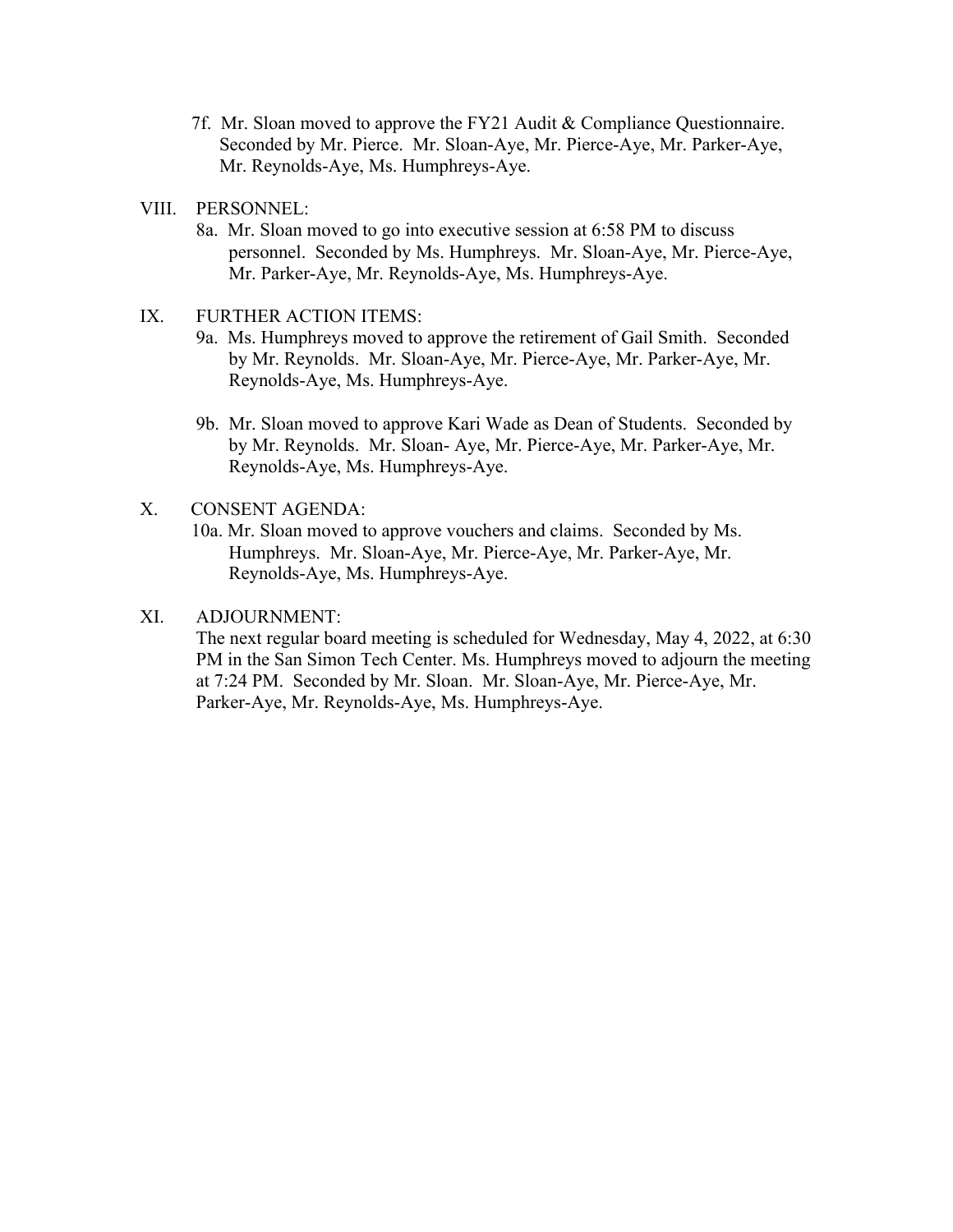7f. Mr. Sloan moved to approve the FY21 Audit & Compliance Questionnaire. Seconded by Mr. Pierce. Mr. Sloan-Aye, Mr. Pierce-Aye, Mr. Parker-Aye, Mr. Reynolds-Aye, Ms. Humphreys-Aye.

VIII. PERSONNEL:

8a. Mr. Sloan moved to go into executive session at 6:58 PM to discuss personnel. Seconded by Ms. Humphreys. Mr. Sloan-Aye, Mr. Pierce-Aye, Mr. Parker-Aye, Mr. Reynolds-Aye, Ms. Humphreys-Aye.

IX. FURTHER ACTION ITEMS:

9a. Ms. Humphreys moved to approve the retirement of Gail Smith. Seconded by Mr. Reynolds. Mr. Sloan-Aye, Mr. Pierce-Aye, Mr. Parker-Aye, Mr. Reynolds-Aye, Ms. Humphreys-Aye.

9b. Mr. Sloan moved to approve Kari Wade as Dean of Students. Seconded by by Mr. Reynolds. Mr. Sloan- Aye, Mr. Pierce-Aye, Mr. Parker-Aye, Mr. Reynolds-Aye, Ms. Humphreys-Aye.

X. CONSENT AGENDA:

10a. Mr. Sloan moved to approve vouchers and claims. Seconded by Ms. Humphreys. Mr. Sloan-Aye, Mr. Pierce-Aye, Mr. Parker-Aye, Mr. Reynolds-Aye, Ms. Humphreys-Aye.

XI. ADJOURNMENT:

The next regular board meeting is scheduled for Wednesday, May 4, 2022, at 6:30 PM in the San Simon Tech Center. Ms. Humphreys moved to adjourn the meeting at 7:24 PM. Seconded by Mr. Sloan. Mr. Sloan-Aye, Mr. Pierce-Aye, Mr. Parker-Aye, Mr. Reynolds-Aye, Ms. Humphreys-Aye.